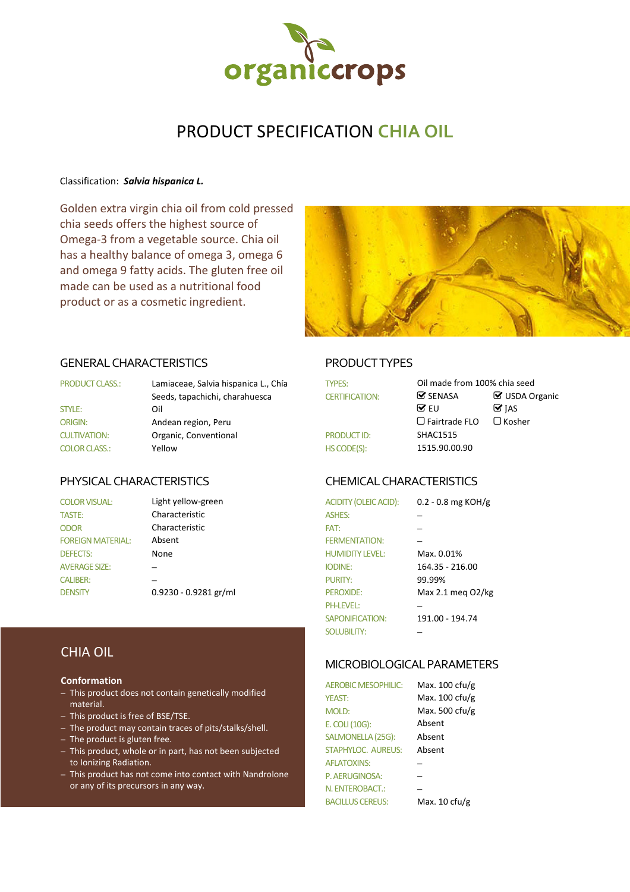organiccrops

# PRODUCT SPECIFICATION CHIA OIL

Classification: ***Salvia hispanica L.***

Golden extra virgin chia oil from cold pressed chia seeds offers the highest source of Omega-3 from a vegetable source. Chia oil has a healthy balance of omega 3, omega 6 and omega 9 fatty acids. The gluten free oil made can be used as a nutritional food product or as a cosmetic ingredient.

## GENERAL CHARACTERISTICS

| | |
|---|---|
| PRODUCT CLASS.: | Lamiaceae, Salvia hispanica L., Chía Seeds, tapachichi, charahuesca |
| STYLE: | Oil |
| ORIGIN: | Andean region, Peru |
| CULTIVATION: | Organic, Conventional |
| COLOR CLASS.: | Yellow |

## PRODUCT TYPES

| | | |
|---|---|---|
| TYPES: | Oil made from 100% chia seed | |
| CERTIFICATION: | ☑ SENASA | ☑ USDA Organic |
| | ☑ EU | ☑ JAS |
| | ☐ Fairtrade FLO | ☐ Kosher |
| PRODUCT ID: | SHAC1515 | |
| HS CODE(S): | 1515.90.00.90 | |

## PHYSICAL CHARACTERISTICS

| | |
|---|---|
| COLOR VISUAL: | Light yellow-green |
| TASTE: | Characteristic |
| ODOR | Characteristic |
| FOREIGN MATERIAL: | Absent |
| DEFECTS: | None |
| AVERAGE SIZE: | – |
| CALIBER: | – |
| DENSITY | 0.9230 - 0.9281 gr/ml |

## CHEMICAL CHARACTERISTICS

| | |
|---|---|
| ACIDITY (OLEIC ACID): | 0.2 - 0.8 mg KOH/g |
| ASHES: | – |
| FAT: | – |
| FERMENTATION: | – |
| HUMIDITY LEVEL: | Max. 0.01% |
| IODINE: | 164.35 - 216.00 |
| PURITY: | 99.99% |
| PEROXIDE: | Max 2.1 meq O2/kg |
| PH-LEVEL: | – |
| SAPONIFICATION: | 191.00 - 194.74 |
| SOLUBILITY: | – |

## CHIA OIL

**Conformation**

- This product does not contain genetically modified material.
- This product is free of BSE/TSE.
- The product may contain traces of pits/stalks/shell.
- The product is gluten free.
- This product, whole or in part, has not been subjected to Ionizing Radiation.
- This product has not come into contact with Nandrolone or any of its precursors in any way.

## MICROBIOLOGICAL PARAMETERS

| | |
|---|---|
| AEROBIC MESOPHILIC: | Max. 100 cfu/g |
| YEAST: | Max. 100 cfu/g |
| MOLD: | Max. 500 cfu/g |
| E. COLI (10G): | Absent |
| SALMONELLA (25G): | Absent |
| STAPHYLOC. AUREUS: | Absent |
| AFLATOXINS: | – |
| P. AERUGINOSA: | – |
| N. ENTEROBACT.: | – |
| BACILLUS CEREUS: | Max. 10 cfu/g |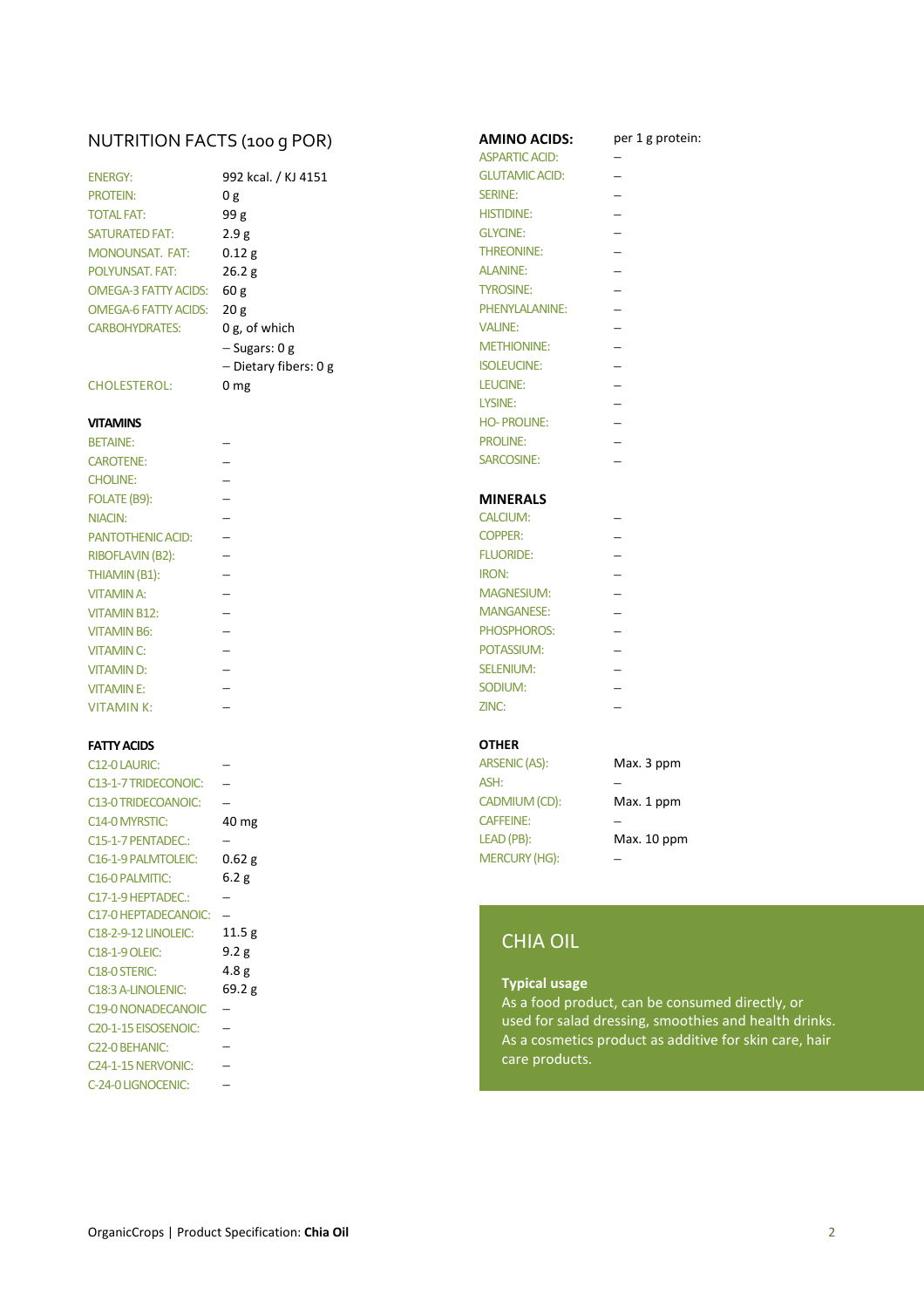## NUTRITION FACTS (100 g POR)

| | |
|---|---|
| ENERGY: | 992 kcal. / KJ 4151 |
| PROTEIN: | 0 g |
| TOTAL FAT: | 99 g |
| SATURATED FAT: | 2.9 g |
| MONOUNSAT. FAT: | 0.12 g |
| POLYUNSAT. FAT: | 26.2 g |
| OMEGA-3 FATTY ACIDS: | 60 g |
| OMEGA-6 FATTY ACIDS: | 20 g |
| CARBOHYDRATES: | 0 g, of which |
| | – Sugars: 0 g |
| | – Dietary fibers: 0 g |
| CHOLESTEROL: | 0 mg |

### VITAMINS

| | |
|---|---|
| BETAINE: | – |
| CAROTENE: | – |
| CHOLINE: | – |
| FOLATE (B9): | – |
| NIACIN: | – |
| PANTOTHENIC ACID: | – |
| RIBOFLAVIN (B2): | – |
| THIAMIN (B1): | – |
| VITAMIN A: | – |
| VITAMIN B12: | – |
| VITAMIN B6: | – |
| VITAMIN C: | – |
| VITAMIN D: | – |
| VITAMIN E: | – |
| VITAMIN K: | – |

### FATTY ACIDS

| | |
|---|---|
| C12-0 LAURIC: | – |
| C13-1-7 TRIDECONOIC: | – |
| C13-0 TRIDECOANOIC: | – |
| C14-0 MYRSTIC: | 40 mg |
| C15-1-7 PENTADEC.: | – |
| C16-1-9 PALMTOLEIC: | 0.62 g |
| C16-0 PALMITIC: | 6.2 g |
| C17-1-9 HEPTADEC.: | – |
| C17-0 HEPTADECANOIC: | – |
| C18-2-9-12 LINOLEIC: | 11.5 g |
| C18-1-9 OLEIC: | 9.2 g |
| C18-0 STERIC: | 4.8 g |
| C18:3 A-LINOLENIC: | 69.2 g |
| C19-0 NONADECANOIC | – |
| C20-1-15 EISOSENOIC: | – |
| C22-0 BEHANIC: | – |
| C24-1-15 NERVONIC: | – |
| C-24-0 LIGNOCENIC: | – |

### AMINO ACIDS:

| | per 1 g protein: |
|---|---|
| ASPARTIC ACID: | – |
| GLUTAMIC ACID: | – |
| SERINE: | – |
| HISTIDINE: | – |
| GLYCINE: | – |
| THREONINE: | – |
| ALANINE: | – |
| TYROSINE: | – |
| PHENYLALANINE: | – |
| VALINE: | – |
| METHIONINE: | – |
| ISOLEUCINE: | – |
| LEUCINE: | – |
| LYSINE: | – |
| HO- PROLINE: | – |
| PROLINE: | – |
| SARCOSINE: | – |

### MINERALS

| | |
|---|---|
| CALCIUM: | – |
| COPPER: | – |
| FLUORIDE: | – |
| IRON: | – |
| MAGNESIUM: | – |
| MANGANESE: | – |
| PHOSPHOROS: | – |
| POTASSIUM: | – |
| SELENIUM: | – |
| SODIUM: | – |
| ZINC: | – |

### OTHER

| | |
|---|---|
| ARSENIC (AS): | Max. 3 ppm |
| ASH: | – |
| CADMIUM (CD): | Max. 1 ppm |
| CAFFEINE: | – |
| LEAD (PB): | Max. 10 ppm |
| MERCURY (HG): | – |

## CHIA OIL

**Typical usage**
As a food product, can be consumed directly, or used for salad dressing, smoothies and health drinks. As a cosmetics product as additive for skin care, hair care products.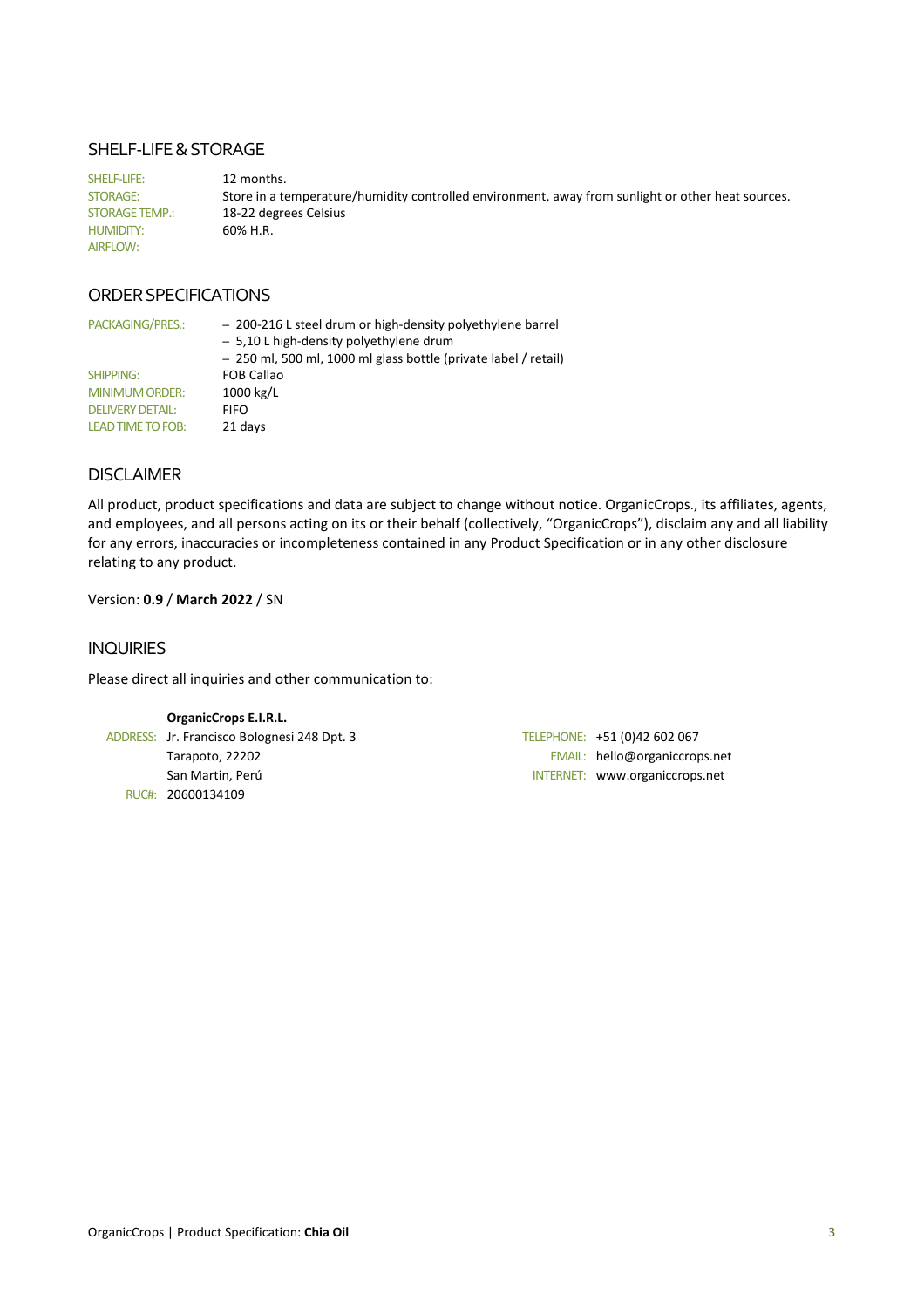## SHELF-LIFE & STORAGE

| | |
|---|---|
| SHELF-LIFE: | 12 months. |
| STORAGE: | Store in a temperature/humidity controlled environment, away from sunlight or other heat sources. |
| STORAGE TEMP.: | 18-22 degrees Celsius |
| HUMIDITY: | 60% H.R. |
| AIRFLOW: | |

## ORDER SPECIFICATIONS

| | |
|---|---|
| PACKAGING/PRES.: | – 200-216 L steel drum or high-density polyethylene barrel<br>– 5,10 L high-density polyethylene drum<br>– 250 ml, 500 ml, 1000 ml glass bottle (private label / retail) |
| SHIPPING: | FOB Callao |
| MINIMUM ORDER: | 1000 kg/L |
| DELIVERY DETAIL: | FIFO |
| LEAD TIME TO FOB: | 21 days |

## DISCLAIMER

All product, product specifications and data are subject to change without notice. OrganicCrops., its affiliates, agents, and employees, and all persons acting on its or their behalf (collectively, “OrganicCrops”), disclaim any and all liability for any errors, inaccuracies or incompleteness contained in any Product Specification or in any other disclosure relating to any product.

Version: **0.9** / **March 2022** / SN

## INQUIRIES

Please direct all inquiries and other communication to:

**OrganicCrops E.I.R.L.**

ADDRESS: Jr. Francisco Bolognesi 248 Dpt. 3
Tarapoto, 22202
San Martin, Perú
RUC#: 20600134109

TELEPHONE: +51 (0)42 602 067
EMAIL: hello@organiccrops.net
INTERNET: www.organiccrops.net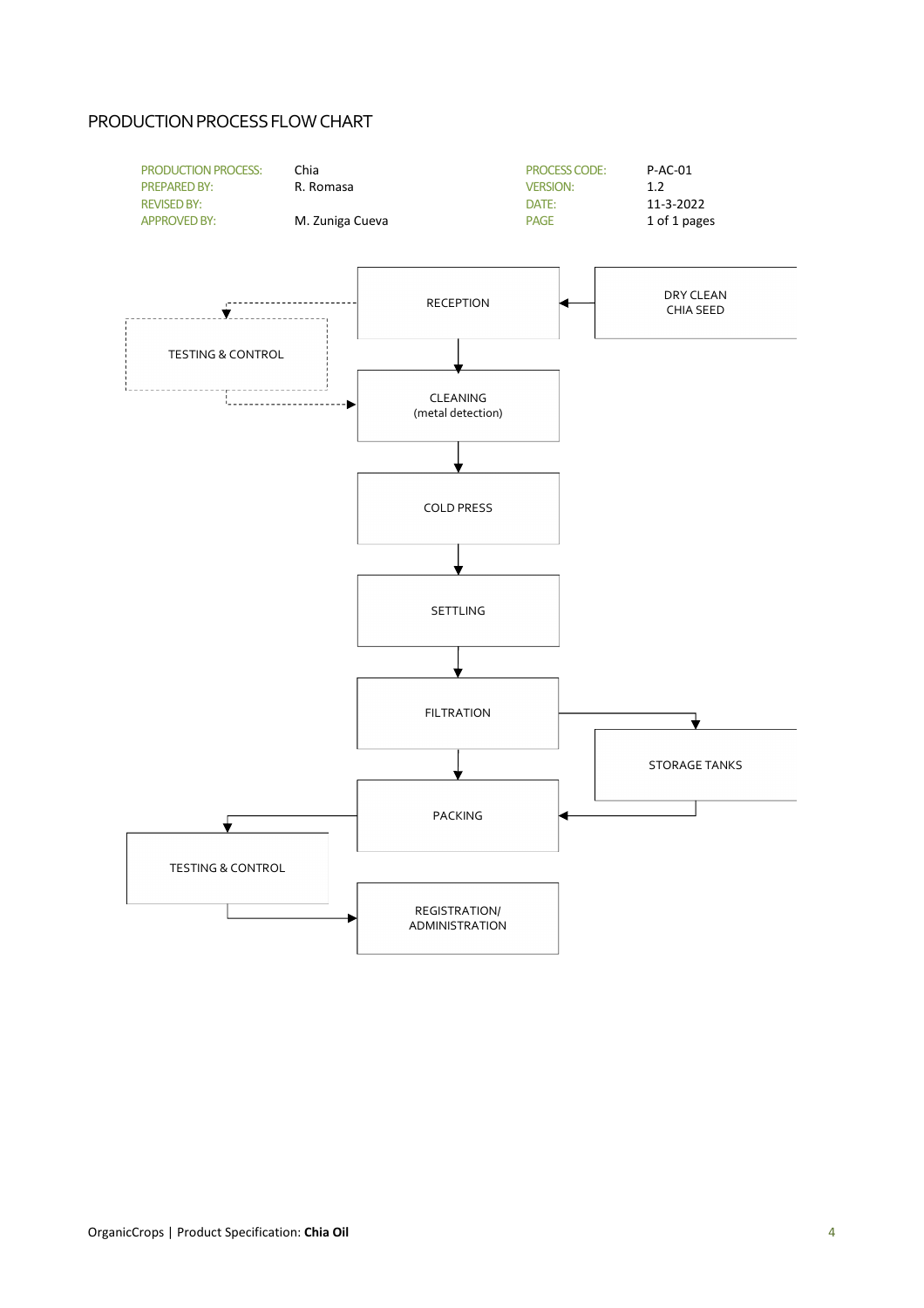# PRODUCTION PROCESS FLOW CHART

| | | | |
|---|---|---|---|
| PRODUCTION PROCESS: | Chia | PROCESS CODE: | P-AC-01 |
| PREPARED BY: | R. Romasa | VERSION: | 1.2 |
| REVISED BY: | | DATE: | 11-3-2022 |
| APPROVED BY: | M. Zuniga Cueva | PAGE | 1 of 1 pages |

RECEPTION
DRY CLEAN CHIA SEED
TESTING & CONTROL
CLEANING (metal detection)
COLD PRESS
SETTLING
FILTRATION
STORAGE TANKS
PACKING
TESTING & CONTROL
REGISTRATION/ ADMINISTRATION